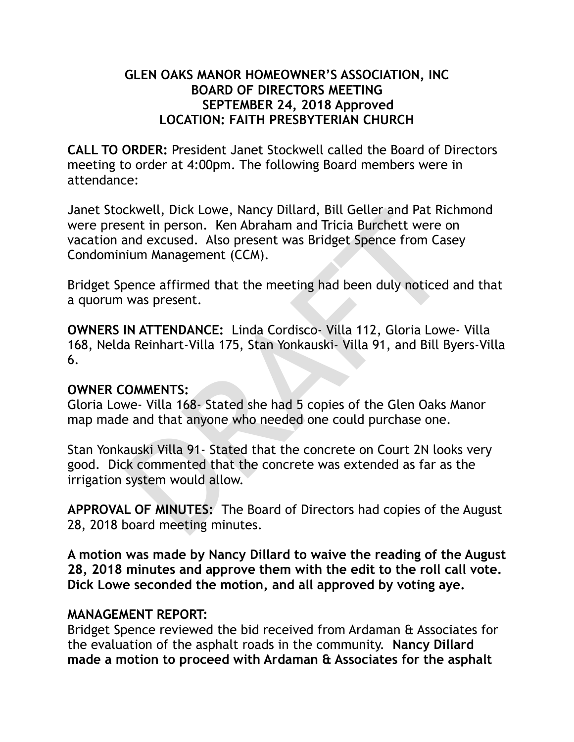# GLEN OAKS MANOR HOMEOWNER'S ASSOCIATION, INC
## BOARD OF DIRECTORS MEETING
## SEPTEMBER 24, 2018 Approved
## LOCATION: FAITH PRESBYTERIAN CHURCH

**CALL TO ORDER:** President Janet Stockwell called the Board of Directors meeting to order at 4:00pm. The following Board members were in attendance:

Janet Stockwell, Dick Lowe, Nancy Dillard, Bill Geller and Pat Richmond were present in person. Ken Abraham and Tricia Burchett were on vacation and excused. Also present was Bridget Spence from Casey Condominium Management (CCM).

Bridget Spence affirmed that the meeting had been duly noticed and that a quorum was present.

**OWNERS IN ATTENDANCE:** Linda Cordisco- Villa 112, Gloria Lowe- Villa 168, Nelda Reinhart-Villa 175, Stan Yonkauski- Villa 91, and Bill Byers-Villa 6.

**OWNER COMMENTS:**
Gloria Lowe- Villa 168- Stated she had 5 copies of the Glen Oaks Manor map made and that anyone who needed one could purchase one.

Stan Yonkauski Villa 91- Stated that the concrete on Court 2N looks very good. Dick commented that the concrete was extended as far as the irrigation system would allow.

**APPROVAL OF MINUTES:** The Board of Directors had copies of the August 28, 2018 board meeting minutes.

**A motion was made by Nancy Dillard to waive the reading of the August 28, 2018 minutes and approve them with the edit to the roll call vote. Dick Lowe seconded the motion, and all approved by voting aye.**

**MANAGEMENT REPORT:**
Bridget Spence reviewed the bid received from Ardaman & Associates for the evaluation of the asphalt roads in the community. **Nancy Dillard made a motion to proceed with Ardaman & Associates for the asphalt**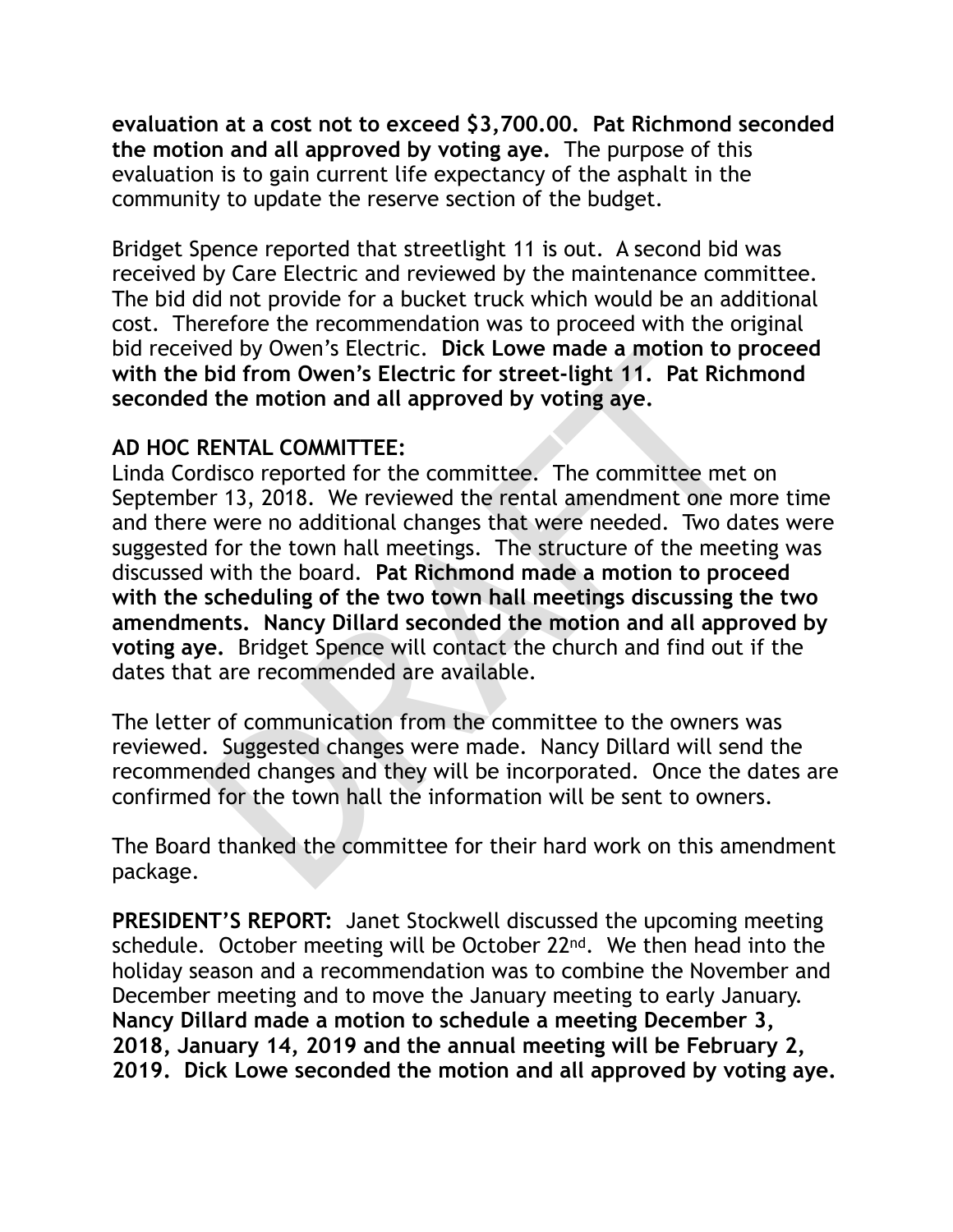**evaluation at a cost not to exceed $3,700.00. Pat Richmond seconded the motion and all approved by voting aye.** The purpose of this evaluation is to gain current life expectancy of the asphalt in the community to update the reserve section of the budget.

Bridget Spence reported that streetlight 11 is out. A second bid was received by Care Electric and reviewed by the maintenance committee. The bid did not provide for a bucket truck which would be an additional cost. Therefore the recommendation was to proceed with the original bid received by Owen's Electric. **Dick Lowe made a motion to proceed with the bid from Owen's Electric for street-light 11. Pat Richmond seconded the motion and all approved by voting aye.**

**AD HOC RENTAL COMMITTEE:**
Linda Cordisco reported for the committee. The committee met on September 13, 2018. We reviewed the rental amendment one more time and there were no additional changes that were needed. Two dates were suggested for the town hall meetings. The structure of the meeting was discussed with the board. **Pat Richmond made a motion to proceed with the scheduling of the two town hall meetings discussing the two amendments. Nancy Dillard seconded the motion and all approved by voting aye.** Bridget Spence will contact the church and find out if the dates that are recommended are available.

The letter of communication from the committee to the owners was reviewed. Suggested changes were made. Nancy Dillard will send the recommended changes and they will be incorporated. Once the dates are confirmed for the town hall the information will be sent to owners.

The Board thanked the committee for their hard work on this amendment package.

**PRESIDENT'S REPORT:** Janet Stockwell discussed the upcoming meeting schedule. October meeting will be October 22nd. We then head into the holiday season and a recommendation was to combine the November and December meeting and to move the January meeting to early January. **Nancy Dillard made a motion to schedule a meeting December 3, 2018, January 14, 2019 and the annual meeting will be February 2, 2019. Dick Lowe seconded the motion and all approved by voting aye.**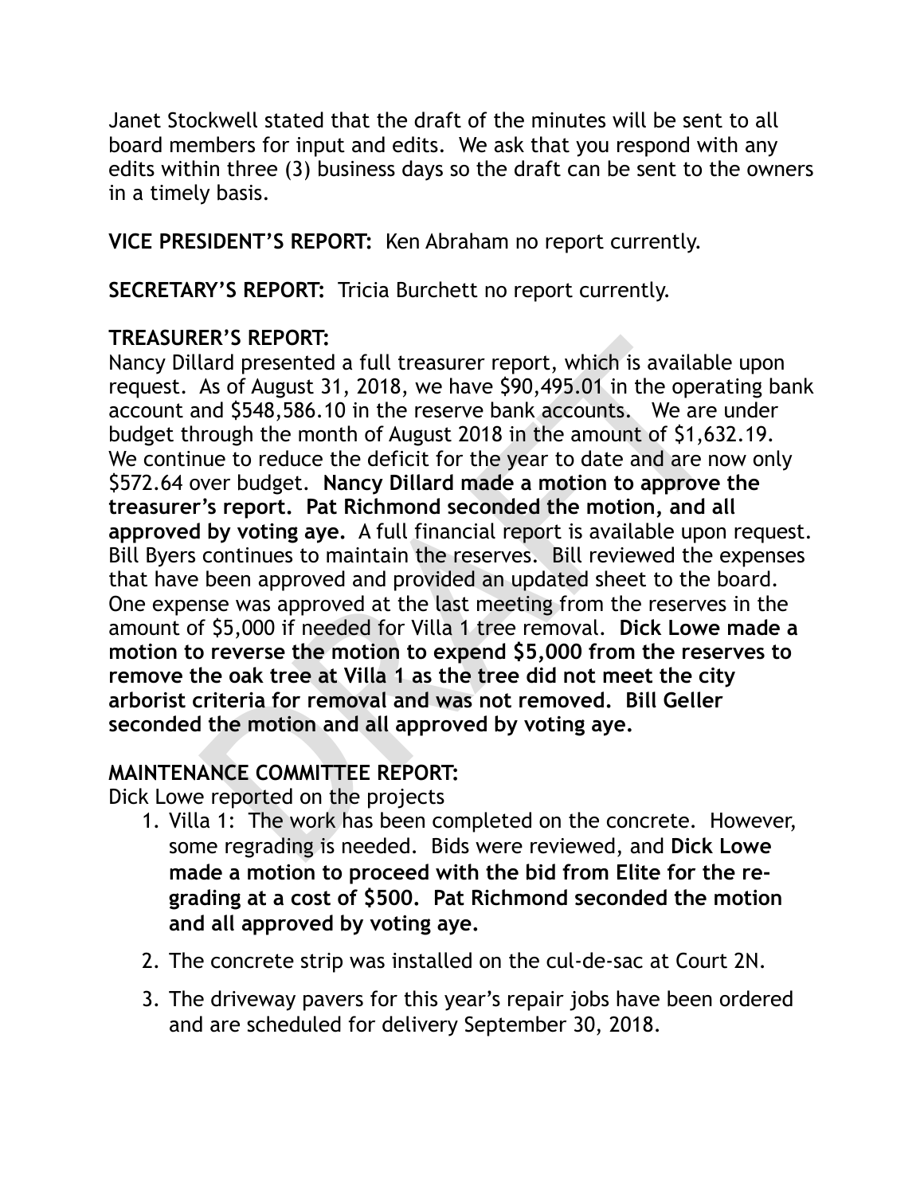Janet Stockwell stated that the draft of the minutes will be sent to all board members for input and edits. We ask that you respond with any edits within three (3) business days so the draft can be sent to the owners in a timely basis.

**VICE PRESIDENT'S REPORT:** Ken Abraham no report currently.

**SECRETARY'S REPORT:** Tricia Burchett no report currently.

**TREASURER'S REPORT:**
Nancy Dillard presented a full treasurer report, which is available upon request. As of August 31, 2018, we have $90,495.01 in the operating bank account and $548,586.10 in the reserve bank accounts. We are under budget through the month of August 2018 in the amount of $1,632.19. We continue to reduce the deficit for the year to date and are now only $572.64 over budget. **Nancy Dillard made a motion to approve the treasurer's report. Pat Richmond seconded the motion, and all approved by voting aye.** A full financial report is available upon request. Bill Byers continues to maintain the reserves. Bill reviewed the expenses that have been approved and provided an updated sheet to the board. One expense was approved at the last meeting from the reserves in the amount of $5,000 if needed for Villa 1 tree removal. **Dick Lowe made a motion to reverse the motion to expend $5,000 from the reserves to remove the oak tree at Villa 1 as the tree did not meet the city arborist criteria for removal and was not removed. Bill Geller seconded the motion and all approved by voting aye.**

**MAINTENANCE COMMITTEE REPORT:**
Dick Lowe reported on the projects

1. Villa 1: The work has been completed on the concrete. However, some regrading is needed. Bids were reviewed, and **Dick Lowe made a motion to proceed with the bid from Elite for the re-grading at a cost of $500. Pat Richmond seconded the motion and all approved by voting aye.**
2. The concrete strip was installed on the cul-de-sac at Court 2N.
3. The driveway pavers for this year's repair jobs have been ordered and are scheduled for delivery September 30, 2018.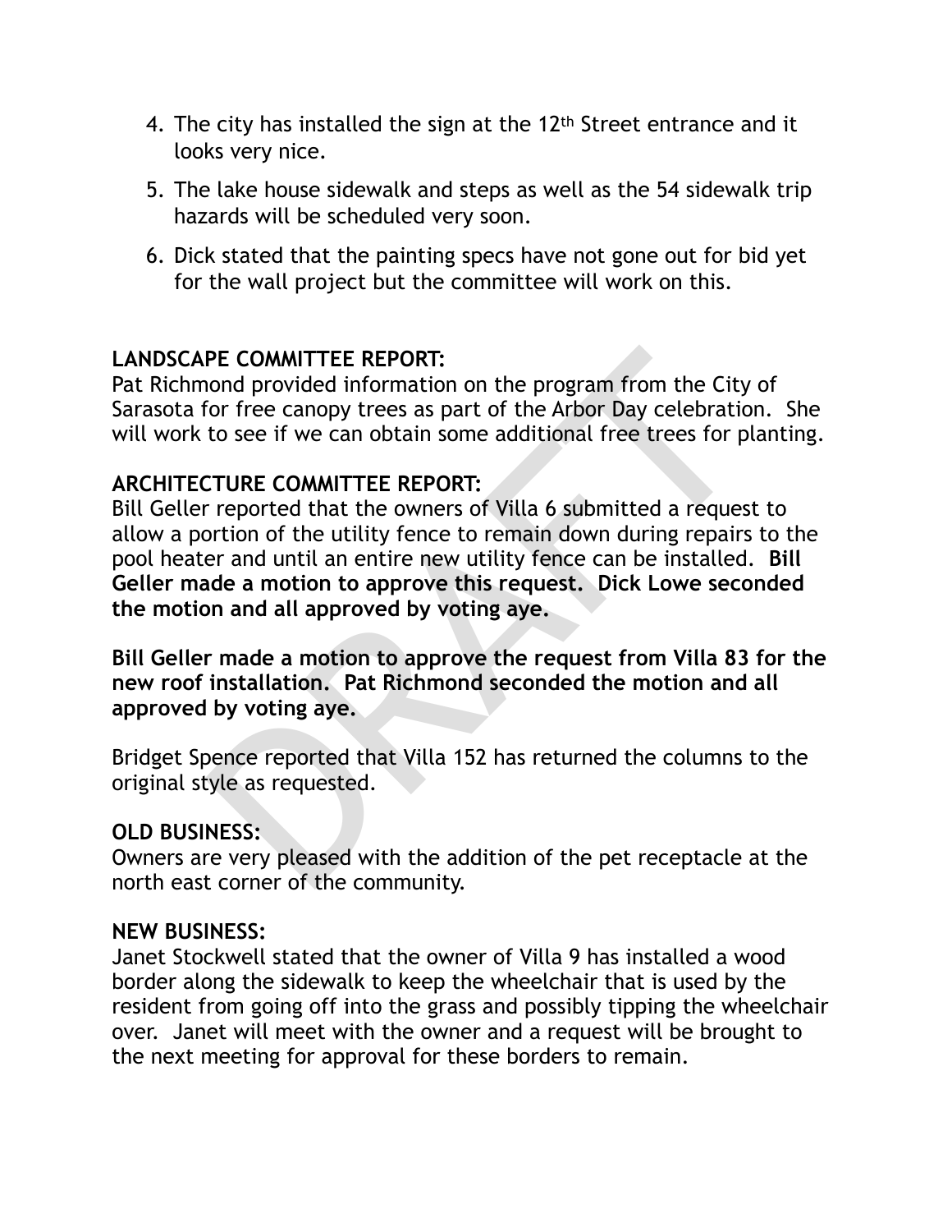4. The city has installed the sign at the 12th Street entrance and it looks very nice.
5. The lake house sidewalk and steps as well as the 54 sidewalk trip hazards will be scheduled very soon.
6. Dick stated that the painting specs have not gone out for bid yet for the wall project but the committee will work on this.

**LANDSCAPE COMMITTEE REPORT:**
Pat Richmond provided information on the program from the City of Sarasota for free canopy trees as part of the Arbor Day celebration. She will work to see if we can obtain some additional free trees for planting.

**ARCHITECTURE COMMITTEE REPORT:**
Bill Geller reported that the owners of Villa 6 submitted a request to allow a portion of the utility fence to remain down during repairs to the pool heater and until an entire new utility fence can be installed. **Bill Geller made a motion to approve this request. Dick Lowe seconded the motion and all approved by voting aye.**

**Bill Geller made a motion to approve the request from Villa 83 for the new roof installation. Pat Richmond seconded the motion and all approved by voting aye.**

Bridget Spence reported that Villa 152 has returned the columns to the original style as requested.

**OLD BUSINESS:**
Owners are very pleased with the addition of the pet receptacle at the north east corner of the community.

**NEW BUSINESS:**
Janet Stockwell stated that the owner of Villa 9 has installed a wood border along the sidewalk to keep the wheelchair that is used by the resident from going off into the grass and possibly tipping the wheelchair over. Janet will meet with the owner and a request will be brought to the next meeting for approval for these borders to remain.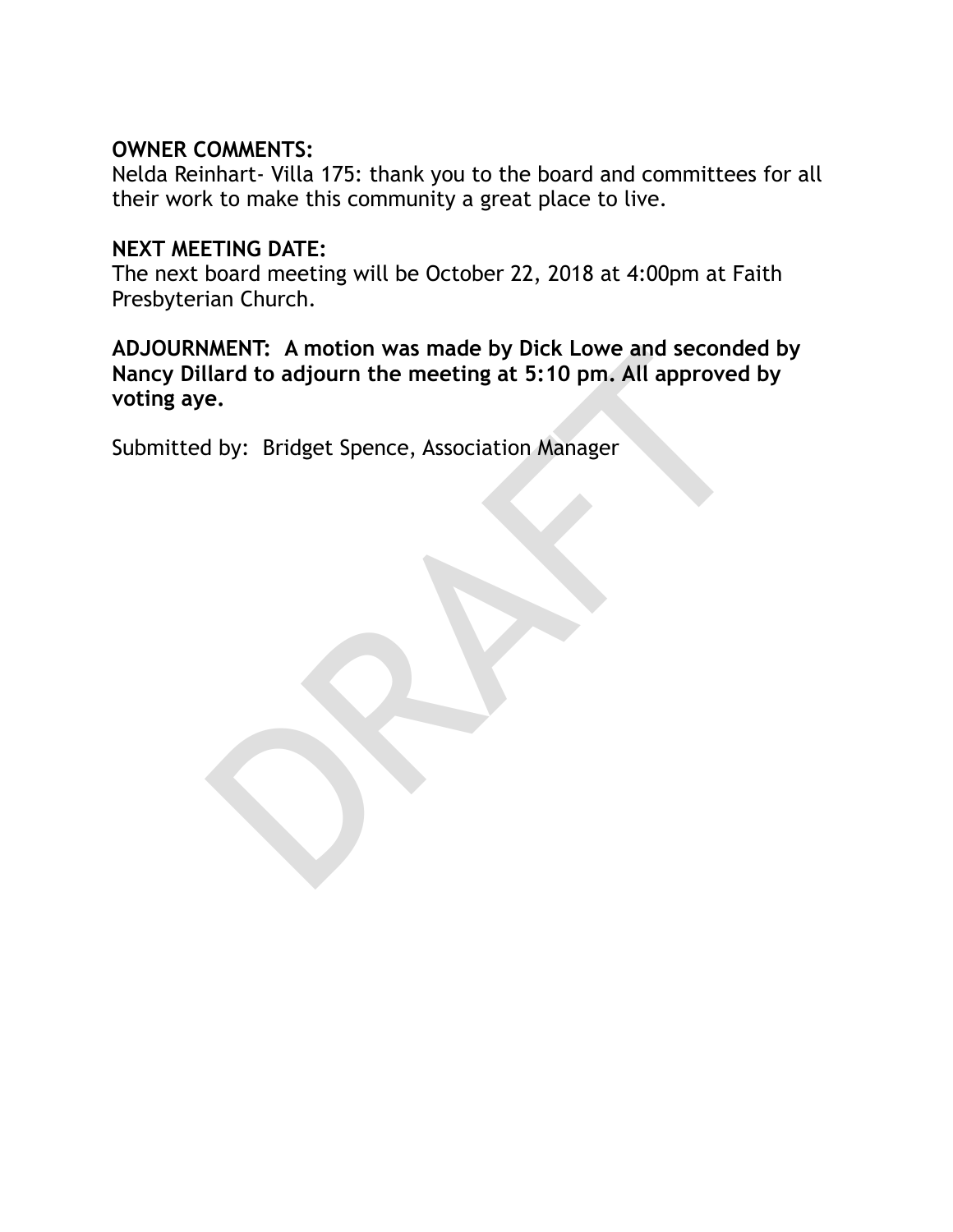**OWNER COMMENTS:**
Nelda Reinhart- Villa 175: thank you to the board and committees for all their work to make this community a great place to live.

**NEXT MEETING DATE:**
The next board meeting will be October 22, 2018 at 4:00pm at Faith Presbyterian Church.

**ADJOURNMENT: A motion was made by Dick Lowe and seconded by Nancy Dillard to adjourn the meeting at 5:10 pm. All approved by voting aye.**

Submitted by: Bridget Spence, Association Manager